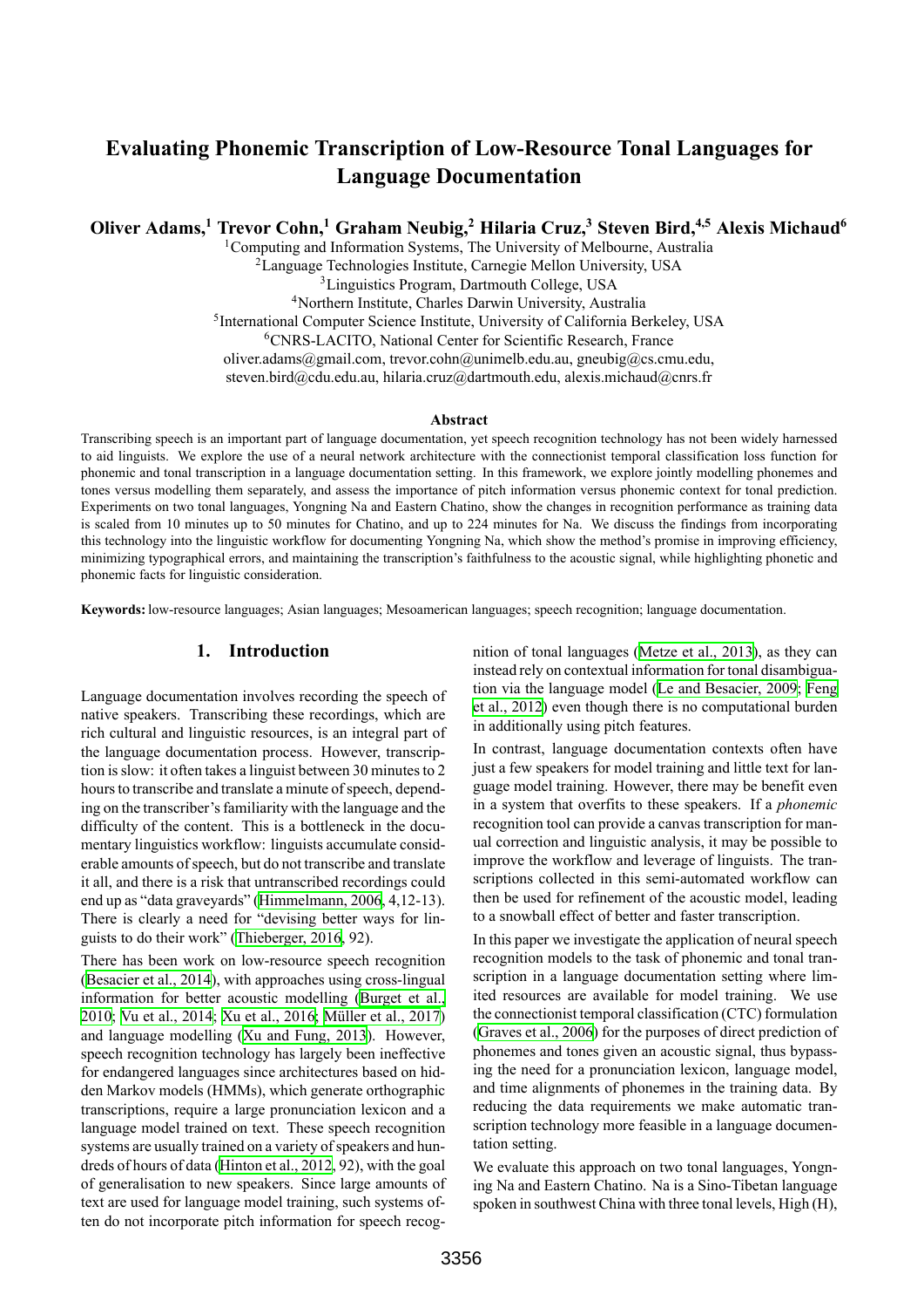# Evaluating Phonemic Transcription of Low-Resource Tonal Languages for Language Documentation

**Oliver Adams,[1] Trevor Cohn,[1] Graham Neubig,[2] Hilaria Cruz,[3] Steven Bird,[4,5] Alexis Michaud[6]**

[1]Computing and Information Systems, The University of Melbourne, Australia
[2]Language Technologies Institute, Carnegie Mellon University, USA
[3]Linguistics Program, Dartmouth College, USA
[4]Northern Institute, Charles Darwin University, Australia
[5]International Computer Science Institute, University of California Berkeley, USA
[6]CNRS-LACITO, National Center for Scientific Research, France
oliver.adams@gmail.com, trevor.cohn@unimelb.edu.au, gneubig@cs.cmu.edu,
steven.bird@cdu.edu.au, hilaria.cruz@dartmouth.edu, alexis.michaud@cnrs.fr

### Abstract

Transcribing speech is an important part of language documentation, yet speech recognition technology has not been widely harnessed to aid linguists. We explore the use of a neural network architecture with the connectionist temporal classification loss function for phonemic and tonal transcription in a language documentation setting. In this framework, we explore jointly modelling phonemes and tones versus modelling them separately, and assess the importance of pitch information versus phonemic context for tonal prediction. Experiments on two tonal languages, Yongning Na and Eastern Chatino, show the changes in recognition performance as training data is scaled from 10 minutes up to 50 minutes for Chatino, and up to 224 minutes for Na. We discuss the findings from incorporating this technology into the linguistic workflow for documenting Yongning Na, which show the method's promise in improving efficiency, minimizing typographical errors, and maintaining the transcription's faithfulness to the acoustic signal, while highlighting phonetic and phonemic facts for linguistic consideration.

**Keywords:** low-resource languages; Asian languages; Mesoamerican languages; speech recognition; language documentation.

## 1. Introduction

Language documentation involves recording the speech of native speakers. Transcribing these recordings, which are rich cultural and linguistic resources, is an integral part of the language documentation process. However, transcription is slow: it often takes a linguist between 30 minutes to 2 hours to transcribe and translate a minute of speech, depending on the transcriber's familiarity with the language and the difficulty of the content. This is a bottleneck in the documentary linguistics workflow: linguists accumulate considerable amounts of speech, but do not transcribe and translate it all, and there is a risk that untranscribed recordings could end up as "data graveyards" (Himmelmann, 2006, 4,12-13). There is clearly a need for "devising better ways for linguists to do their work" (Thieberger, 2016, 92).

There has been work on low-resource speech recognition (Besacier et al., 2014), with approaches using cross-lingual information for better acoustic modelling (Burget et al., 2010; Vu et al., 2014; Xu et al., 2016; Müller et al., 2017) and language modelling (Xu and Fung, 2013). However, speech recognition technology has largely been ineffective for endangered languages since architectures based on hidden Markov models (HMMs), which generate orthographic transcriptions, require a large pronunciation lexicon and a language model trained on text. These speech recognition systems are usually trained on a variety of speakers and hundreds of hours of data (Hinton et al., 2012, 92), with the goal of generalisation to new speakers. Since large amounts of text are used for language model training, such systems often do not incorporate pitch information for speech recognition of tonal languages (Metze et al., 2013), as they can instead rely on contextual information for tonal disambiguation via the language model (Le and Besacier, 2009; Feng et al., 2012) even though there is no computational burden in additionally using pitch features.

In contrast, language documentation contexts often have just a few speakers for model training and little text for language model training. However, there may be benefit even in a system that overfits to these speakers. If a *phonemic* recognition tool can provide a canvas transcription for manual correction and linguistic analysis, it may be possible to improve the workflow and leverage of linguists. The transcriptions collected in this semi-automated workflow can then be used for refinement of the acoustic model, leading to a snowball effect of better and faster transcription.

In this paper we investigate the application of neural speech recognition models to the task of phonemic and tonal transcription in a language documentation setting where limited resources are available for model training. We use the connectionist temporal classification (CTC) formulation (Graves et al., 2006) for the purposes of direct prediction of phonemes and tones given an acoustic signal, thus bypassing the need for a pronunciation lexicon, language model, and time alignments of phonemes in the training data. By reducing the data requirements we make automatic transcription technology more feasible in a language documentation setting.

We evaluate this approach on two tonal languages, Yongning Na and Eastern Chatino. Na is a Sino-Tibetan language spoken in southwest China with three tonal levels, High (H),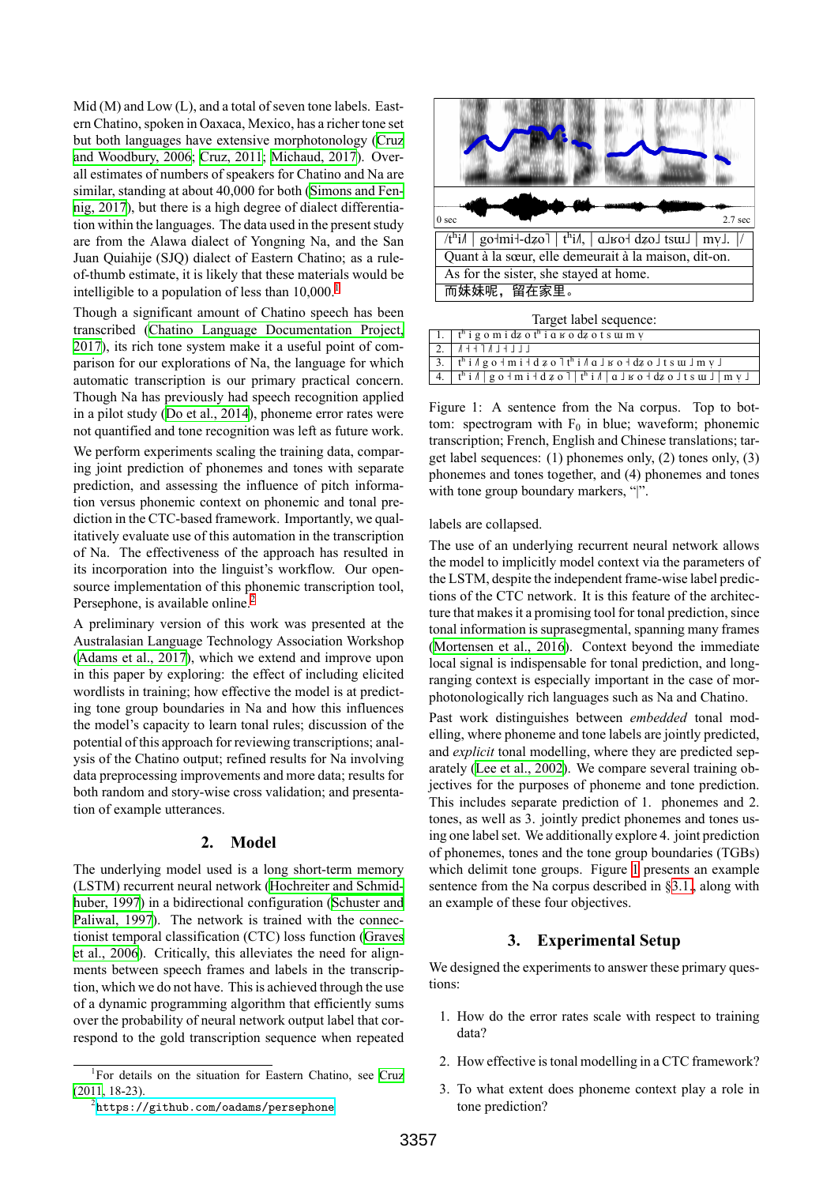Mid (M) and Low (L), and a total of seven tone labels. Eastern Chatino, spoken in Oaxaca, Mexico, has a richer tone set but both languages have extensive morphotonology (Cruz and Woodbury, 2006; Cruz, 2011; Michaud, 2017). Overall estimates of numbers of speakers for Chatino and Na are similar, standing at about 40,000 for both (Simons and Fennig, 2017), but there is a high degree of dialect differentiation within the languages. The data used in the present study are from the Alawa dialect of Yongning Na, and the San Juan Quiahije (SJQ) dialect of Eastern Chatino; as a rule-of-thumb estimate, it is likely that these materials would be intelligible to a population of less than 10,000.[1]

Though a significant amount of Chatino speech has been transcribed (Chatino Language Documentation Project, 2017), its rich tone system make it a useful point of comparison for our explorations of Na, the language for which automatic transcription is our primary practical concern. Though Na has previously had speech recognition applied in a pilot study (Do et al., 2014), phoneme error rates were not quantified and tone recognition was left as future work.

We perform experiments scaling the training data, comparing joint prediction of phonemes and tones with separate prediction, and assessing the influence of pitch information versus phonemic context on phonemic and tonal prediction in the CTC-based framework. Importantly, we qualitatively evaluate use of this automation in the transcription of Na. The effectiveness of the approach has resulted in its incorporation into the linguist's workflow. Our open-source implementation of this phonemic transcription tool, Persephone, is available online.[2]

A preliminary version of this work was presented at the Australasian Language Technology Association Workshop (Adams et al., 2017), which we extend and improve upon in this paper by exploring: the effect of including elicited wordlists in training; how effective the model is at predicting tone group boundaries in Na and how this influences the model's capacity to learn tonal rules; discussion of the potential of this approach for reviewing transcriptions; analysis of the Chatino output; refined results for Na involving data preprocessing improvements and more data; results for both random and story-wise cross validation; and presentation of example utterances.

## 2. Model

The underlying model used is a long short-term memory (LSTM) recurrent neural network (Hochreiter and Schmidhuber, 1997) in a bidirectional configuration (Schuster and Paliwal, 1997). The network is trained with the connectionist temporal classification (CTC) loss function (Graves et al., 2006). Critically, this alleviates the need for alignments between speech frames and labels in the transcription, which we do not have. This is achieved through the use of a dynamic programming algorithm that efficiently sums over the probability of neural network output label that correspond to the gold transcription sequence when repeated labels are collapsed.

0 sec — 2.7 sec

| /tʰi˩˥ \| go˧mi˧-dʐo˥ \| tʰi˩˥, \| ɑ˩ʁo˧ dʐo˩ tsɯ˩ \| mv̩˩. \|/ |
|---|
| Quant à la sœur, elle demeurait à la maison, dit-on. |
| As for the sister, she stayed at home. |
| 而妹妹呢，留在家里。 |

Target label sequence:

| | |
|---|---|
| 1. | tʰ i g o m i dʐ o tʰ i ɑ ʁ o dʐ o t s ɯ m v̩ |
| 2. | ˩˥ ˧ ˧ ˥ ˩˥ ˩ ˧ ˩ ˩ ˩ |
| 3. | tʰ i ˩˥ g o ˧ m i ˧ dʐ o ˥ tʰ i ˩˥ ɑ ˩ ʁ o ˧ dʐ o ˩ t s ɯ ˩ m v̩ ˩ |
| 4. | tʰ i ˩˥ \| g o ˧ m i ˧ dʐ o ˥ \| tʰ i ˩˥ \| ɑ ˩ ʁ o ˧ dʐ o ˩ t s ɯ ˩ \| m v̩ ˩ |

Figure 1: A sentence from the Na corpus. Top to bottom: spectrogram with $F_0$ in blue; waveform; phonemic transcription; French, English and Chinese translations; target label sequences: (1) phonemes only, (2) tones only, (3) phonemes and tones together, and (4) phonemes and tones with tone group boundary markers, "|".

The use of an underlying recurrent neural network allows the model to implicitly model context via the parameters of the LSTM, despite the independent frame-wise label predictions of the CTC network. It is this feature of the architecture that makes it a promising tool for tonal prediction, since tonal information is suprasegmental, spanning many frames (Mortensen et al., 2016). Context beyond the immediate local signal is indispensable for tonal prediction, and long-ranging context is especially important in the case of morphotonologically rich languages such as Na and Chatino.

Past work distinguishes between *embedded* tonal modelling, where phoneme and tone labels are jointly predicted, and *explicit* tonal modelling, where they are predicted separately (Lee et al., 2002). We compare several training objectives for the purposes of phoneme and tone prediction. This includes separate prediction of 1. phonemes and 2. tones, as well as 3. jointly predict phonemes and tones using one label set. We additionally explore 4. joint prediction of phonemes, tones and the tone group boundaries (TGBs) which delimit tone groups. Figure 1 presents an example sentence from the Na corpus described in §3.1, along with an example of these four objectives.

## 3. Experimental Setup

We designed the experiments to answer these primary questions:

1. How do the error rates scale with respect to training data?
2. How effective is tonal modelling in a CTC framework?
3. To what extent does phoneme context play a role in tone prediction?

[1] For details on the situation for Eastern Chatino, see Cruz (2011, 18-23).

[2] https://github.com/oadams/persephone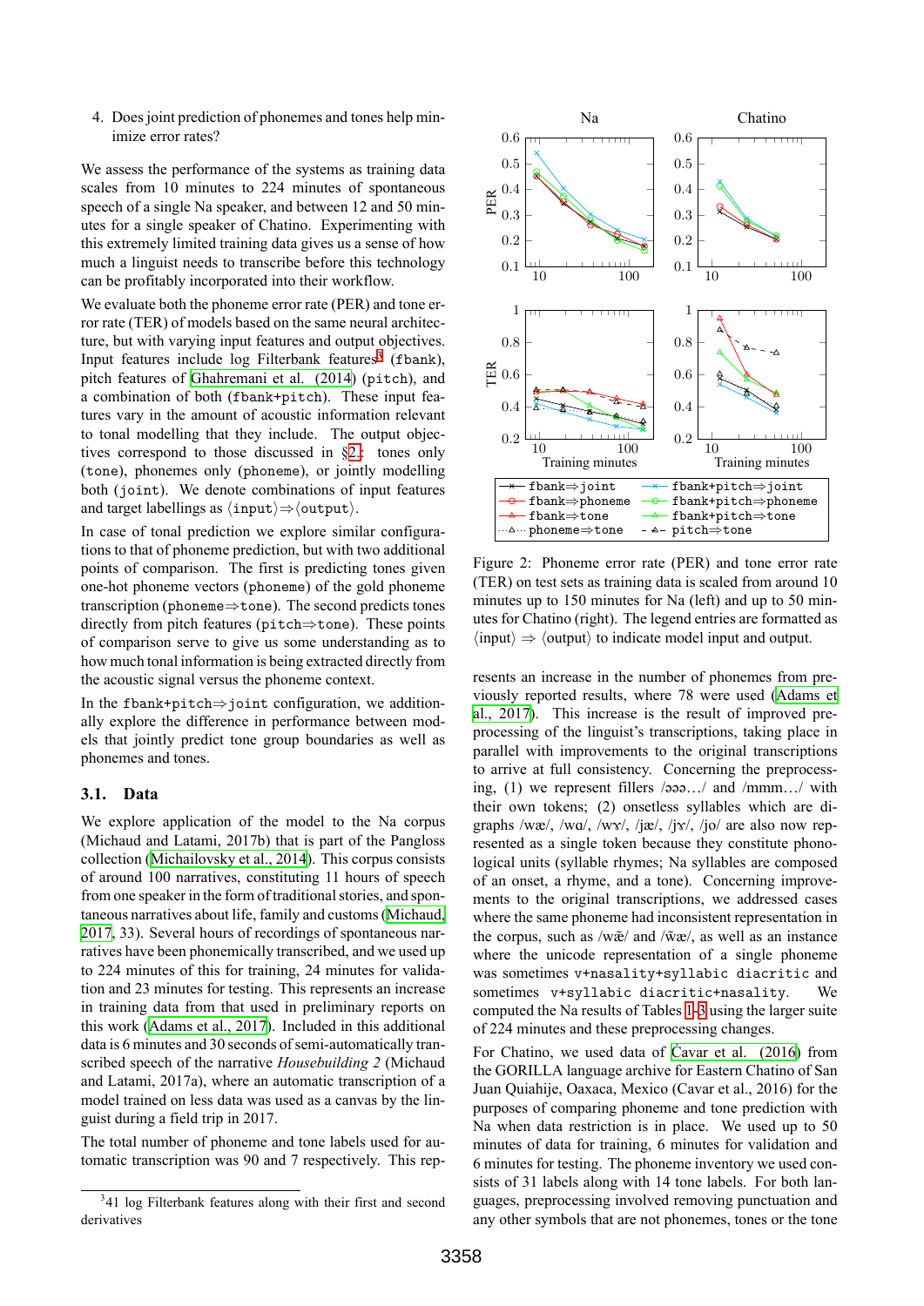4. Does joint prediction of phonemes and tones help minimize error rates?

We assess the performance of the systems as training data scales from 10 minutes to 224 minutes of spontaneous speech of a single Na speaker, and between 12 and 50 minutes for a single speaker of Chatino. Experimenting with this extremely limited training data gives us a sense of how much a linguist needs to transcribe before this technology can be profitably incorporated into their workflow.

We evaluate both the phoneme error rate (PER) and tone error rate (TER) of models based on the same neural architecture, but with varying input features and output objectives. Input features include log Filterbank features[3] (fbank), pitch features of Ghahremani et al. (2014) (pitch), and a combination of both (fbank+pitch). These input features vary in the amount of acoustic information relevant to tonal modelling that they include. The output objectives correspond to those discussed in §2.: tones only (tone), phonemes only (phoneme), or jointly modelling both (joint). We denote combinations of input features and target labellings as ⟨input⟩⇒⟨output⟩.

In case of tonal prediction we explore similar configurations to that of phoneme prediction, but with two additional points of comparison. The first is predicting tones given one-hot phoneme vectors (phoneme) of the gold phoneme transcription (phoneme⇒tone). The second predicts tones directly from pitch features (pitch⇒tone). These points of comparison serve to give us some understanding as to how much tonal information is being extracted directly from the acoustic signal versus the phoneme context.

In the fbank+pitch⇒joint configuration, we additionally explore the difference in performance between models that jointly predict tone group boundaries as well as phonemes and tones.

### 3.1. Data

We explore application of the model to the Na corpus (Michaud and Latami, 2017b) that is part of the Pangloss collection (Michailovsky et al., 2014). This corpus consists of around 100 narratives, constituting 11 hours of speech from one speaker in the form of traditional stories, and spontaneous narratives about life, family and customs (Michaud, 2017, 33). Several hours of recordings of spontaneous narratives have been phonemically transcribed, and we used up to 224 minutes of this for training, 24 minutes for validation and 23 minutes for testing. This represents an increase in training data from that used in preliminary reports on this work (Adams et al., 2017). Included in this additional data is 6 minutes and 30 seconds of semi-automatically transcribed speech of the narrative *Housebuilding 2* (Michaud and Latami, 2017a), where an automatic transcription of a model trained on less data was used as a canvas by the linguist during a field trip in 2017.

The total number of phoneme and tone labels used for automatic transcription was 90 and 7 respectively. This represents an increase in the number of phonemes from previously reported results, where 78 were used (Adams et al., 2017). This increase is the result of improved preprocessing of the linguist's transcriptions, taking place in parallel with improvements to the original transcriptions to arrive at full consistency. Concerning the preprocessing, (1) we represent fillers /əəə…/ and /mmm…/ with their own tokens; (2) onsetless syllables which are digraphs /wæ/, /wɑ/, /wɤ/, /jæ/, /jɤ/, /jo/ are also now represented as a single token because they constitute phonological units (syllable rhymes; Na syllables are composed of an onset, a rhyme, and a tone). Concerning improvements to the original transcriptions, we addressed cases where the same phoneme had inconsistent representation in the corpus, such as /w̃æ/ and /w̃æ/, as well as an instance where the unicode representation of a single phoneme was sometimes v+nasality+syllabic diacritic and sometimes v+syllabic diacritic+nasality. We computed the Na results of Tables 1–3 using the larger suite of 224 minutes and these preprocessing changes.

For Chatino, we used data of Cavar et al. (2016) from the GORILLA language archive for Eastern Chatino of San Juan Quiahije, Oaxaca, Mexico (Cavar et al., 2016) for the purposes of comparing phoneme and tone prediction with Na when data restriction is in place. We used up to 50 minutes of data for training, 6 minutes for validation and 6 minutes for testing. The phoneme inventory we used consists of 31 labels along with 14 tone labels. For both languages, preprocessing involved removing punctuation and any other symbols that are not phonemes, tones or the tone

Figure 2: Phoneme error rate (PER) and tone error rate (TER) on test sets as training data is scaled from around 10 minutes up to 150 minutes for Na (left) and up to 50 minutes for Chatino (right). The legend entries are formatted as ⟨input⟩ ⇒ ⟨output⟩ to indicate model input and output.

[3] 41 log Filterbank features along with their first and second derivatives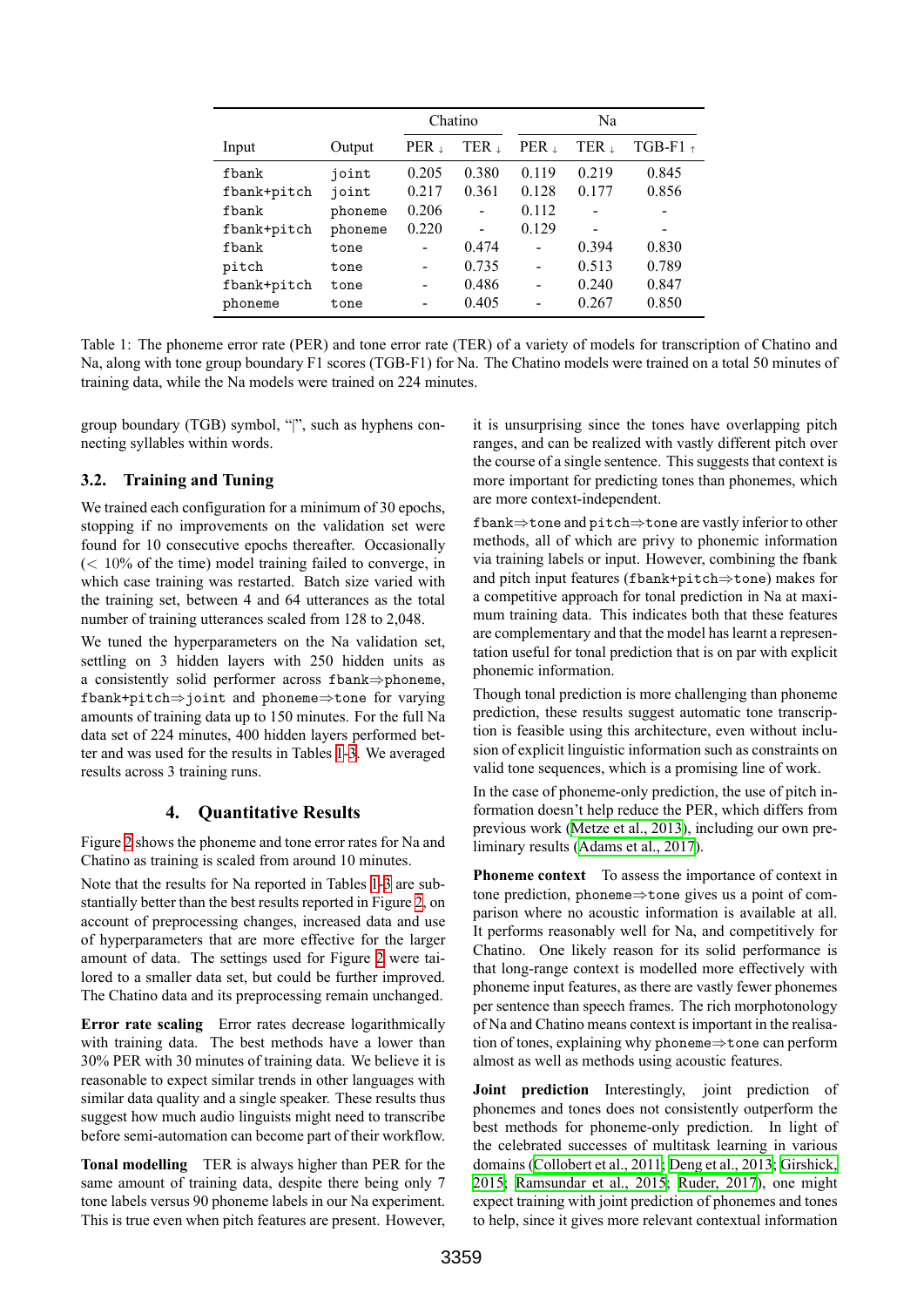| Input | Output | Chatino PER ↓ | Chatino TER ↓ | Na PER ↓ | Na TER ↓ | Na TGB-F1 ↑ |
|---|---|---|---|---|---|---|
| fbank | joint | 0.205 | 0.380 | 0.119 | 0.219 | 0.845 |
| fbank+pitch | joint | 0.217 | 0.361 | 0.128 | 0.177 | 0.856 |
| fbank | phoneme | 0.206 | - | 0.112 | - | - |
| fbank+pitch | phoneme | 0.220 | - | 0.129 | - | - |
| fbank | tone | - | 0.474 | - | 0.394 | 0.830 |
| pitch | tone | - | 0.735 | - | 0.513 | 0.789 |
| fbank+pitch | tone | - | 0.486 | - | 0.240 | 0.847 |
| phoneme | tone | - | 0.405 | - | 0.267 | 0.850 |

Table 1: The phoneme error rate (PER) and tone error rate (TER) of a variety of models for transcription of Chatino and Na, along with tone group boundary F1 scores (TGB-F1) for Na. The Chatino models were trained on a total 50 minutes of training data, while the Na models were trained on 224 minutes.

group boundary (TGB) symbol, "|", such as hyphens connecting syllables within words.

### 3.2. Training and Tuning

We trained each configuration for a minimum of 30 epochs, stopping if no improvements on the validation set were found for 10 consecutive epochs thereafter. Occasionally (< 10% of the time) model training failed to converge, in which case training was restarted. Batch size varied with the training set, between 4 and 64 utterances as the total number of training utterances scaled from 128 to 2,048.

We tuned the hyperparameters on the Na validation set, settling on 3 hidden layers with 250 hidden units as a consistently solid performer across fbank⇒phoneme, fbank+pitch⇒joint and phoneme⇒tone for varying amounts of training data up to 150 minutes. For the full Na data set of 224 minutes, 400 hidden layers performed better and was used for the results in Tables 1–3. We averaged results across 3 training runs.

## 4. Quantitative Results

Figure 2 shows the phoneme and tone error rates for Na and Chatino as training is scaled from around 10 minutes.

Note that the results for Na reported in Tables 1–3 are substantially better than the best results reported in Figure 2, on account of preprocessing changes, increased data and use of hyperparameters that are more effective for the larger amount of data. The settings used for Figure 2 were tailored to a smaller data set, but could be further improved. The Chatino data and its preprocessing remain unchanged.

**Error rate scaling** Error rates decrease logarithmically with training data. The best methods have a lower than 30% PER with 30 minutes of training data. We believe it is reasonable to expect similar trends in other languages with similar data quality and a single speaker. These results thus suggest how much audio linguists might need to transcribe before semi-automation can become part of their workflow.

**Tonal modelling** TER is always higher than PER for the same amount of training data, despite there being only 7 tone labels versus 90 phoneme labels in our Na experiment. This is true even when pitch features are present. However, it is unsurprising since the tones have overlapping pitch ranges, and can be realized with vastly different pitch over the course of a single sentence. This suggests that context is more important for predicting tones than phonemes, which are more context-independent.

fbank⇒tone and pitch⇒tone are vastly inferior to other methods, all of which are privy to phonemic information via training labels or input. However, combining the fbank and pitch input features (fbank+pitch⇒tone) makes for a competitive approach for tonal prediction in Na at maximum training data. This indicates both that these features are complementary and that the model has learnt a representation useful for tonal prediction that is on par with explicit phonemic information.

Though tonal prediction is more challenging than phoneme prediction, these results suggest automatic tone transcription is feasible using this architecture, even without inclusion of explicit linguistic information such as constraints on valid tone sequences, which is a promising line of work.

In the case of phoneme-only prediction, the use of pitch information doesn't help reduce the PER, which differs from previous work (Metze et al., 2013), including our own preliminary results (Adams et al., 2017).

**Phoneme context** To assess the importance of context in tone prediction, phoneme⇒tone gives us a point of comparison where no acoustic information is available at all. It performs reasonably well for Na, and competitively for Chatino. One likely reason for its solid performance is that long-range context is modelled more effectively with phoneme input features, as there are vastly fewer phonemes per sentence than speech frames. The rich morphotonology of Na and Chatino means context is important in the realisation of tones, explaining why phoneme⇒tone can perform almost as well as methods using acoustic features.

**Joint prediction** Interestingly, joint prediction of phonemes and tones does not consistently outperform the best methods for phoneme-only prediction. In light of the celebrated successes of multitask learning in various domains (Collobert et al., 2011; Deng et al., 2013; Girshick, 2015; Ramsundar et al., 2015; Ruder, 2017), one might expect training with joint prediction of phonemes and tones to help, since it gives more relevant contextual information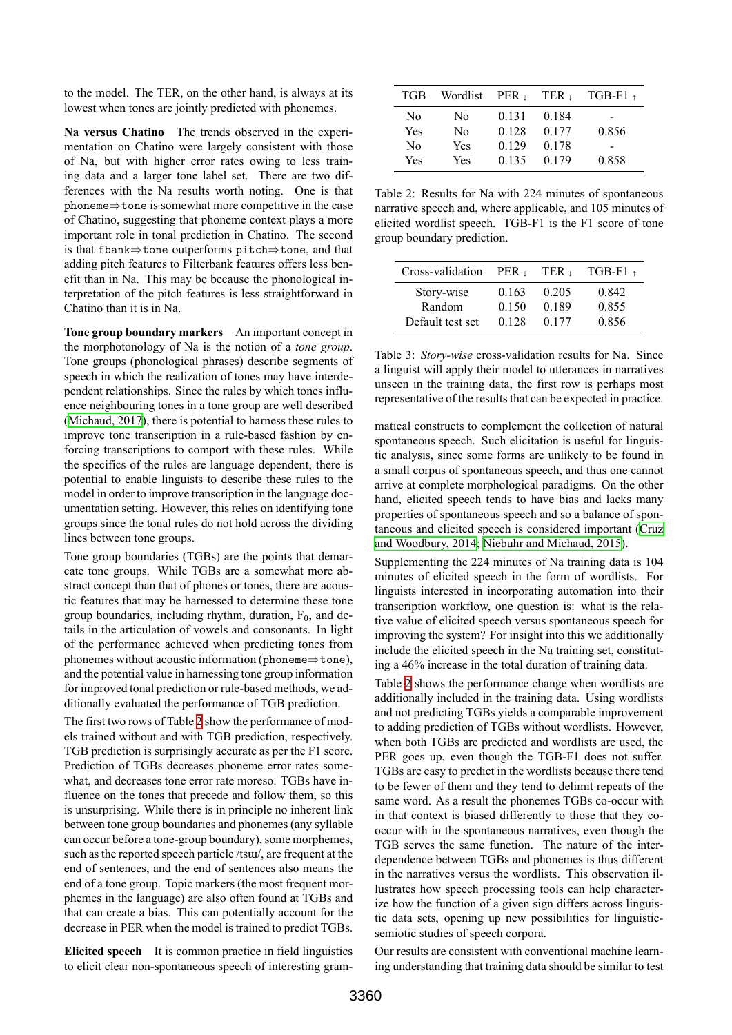to the model. The TER, on the other hand, is always at its lowest when tones are jointly predicted with phonemes.

**Na versus Chatino** The trends observed in the experimentation on Chatino were largely consistent with those of Na, but with higher error rates owing to less training data and a larger tone label set. There are two differences with the Na results worth noting. One is that `phoneme⇒tone` is somewhat more competitive in the case of Chatino, suggesting that phoneme context plays a more important role in tonal prediction in Chatino. The second is that `fbank⇒tone` outperforms `pitch⇒tone`, and that adding pitch features to Filterbank features offers less benefit than in Na. This may be because the phonological interpretation of the pitch features is less straightforward in Chatino than it is in Na.

**Tone group boundary markers** An important concept in the morphotonology of Na is the notion of a *tone group*. Tone groups (phonological phrases) describe segments of speech in which the realization of tones may have interdependent relationships. Since the rules by which tones influence neighbouring tones in a tone group are well described (Michaud, 2017), there is potential to harness these rules to improve tone transcription in a rule-based fashion by enforcing transcriptions to comport with these rules. While the specifics of the rules are language dependent, there is potential to enable linguists to describe these rules to the model in order to improve transcription in the language documentation setting. However, this relies on identifying tone groups since the tonal rules do not hold across the dividing lines between tone groups.

Tone group boundaries (TGBs) are the points that demarcate tone groups. While TGBs are a somewhat more abstract concept than that of phones or tones, there are acoustic features that may be harnessed to determine these tone group boundaries, including rhythm, duration, $F_0$, and details in the articulation of vowels and consonants. In light of the performance achieved when predicting tones from phonemes without acoustic information (`phoneme⇒tone`), and the potential value in harnessing tone group information for improved tonal prediction or rule-based methods, we additionally evaluated the performance of TGB prediction.

The first two rows of Table 2 show the performance of models trained without and with TGB prediction, respectively. TGB prediction is surprisingly accurate as per the F1 score. Prediction of TGBs decreases phoneme error rates somewhat, and decreases tone error rate moreso. TGBs have influence on the tones that precede and follow them, so this is unsurprising. While there is in principle no inherent link between tone group boundaries and phonemes (any syllable can occur before a tone-group boundary), some morphemes, such as the reported speech particle /tsɯ/, are frequent at the end of sentences, and the end of sentences also means the end of a tone group. Topic markers (the most frequent morphemes in the language) are also often found at TGBs and that can create a bias. This can potentially account for the decrease in PER when the model is trained to predict TGBs.

**Elicited speech** It is common practice in field linguistics to elicit clear non-spontaneous speech of interesting grammatical constructs to complement the collection of natural spontaneous speech. Such elicitation is useful for linguistic analysis, since some forms are unlikely to be found in a small corpus of spontaneous speech, and thus one cannot arrive at complete morphological paradigms. On the other hand, elicited speech tends to have bias and lacks many properties of spontaneous speech and so a balance of spontaneous and elicited speech is considered important (Cruz and Woodbury, 2014; Niebuhr and Michaud, 2015).

| TGB | Wordlist | PER ↓ | TER ↓ | TGB-F1 ↑ |
|---|---|---|---|---|
| No | No | 0.131 | 0.184 | - |
| Yes | No | 0.128 | 0.177 | 0.856 |
| No | Yes | 0.129 | 0.178 | - |
| Yes | Yes | 0.135 | 0.179 | 0.858 |

Table 2: Results for Na with 224 minutes of spontaneous narrative speech and, where applicable, and 105 minutes of elicited wordlist speech. TGB-F1 is the F1 score of tone group boundary prediction.

| Cross-validation | PER ↓ | TER ↓ | TGB-F1 ↑ |
|---|---|---|---|
| Story-wise | 0.163 | 0.205 | 0.842 |
| Random | 0.150 | 0.189 | 0.855 |
| Default test set | 0.128 | 0.177 | 0.856 |

Table 3: *Story-wise* cross-validation results for Na. Since a linguist will apply their model to utterances in narratives unseen in the training data, the first row is perhaps most representative of the results that can be expected in practice.

Supplementing the 224 minutes of Na training data is 104 minutes of elicited speech in the form of wordlists. For linguists interested in incorporating automation into their transcription workflow, one question is: what is the relative value of elicited speech versus spontaneous speech for improving the system? For insight into this we additionally include the elicited speech in the Na training set, constituting a 46% increase in the total duration of training data.

Table 2 shows the performance change when wordlists are additionally included in the training data. Using wordlists and not predicting TGBs yields a comparable improvement to adding prediction of TGBs without wordlists. However, when both TGBs are predicted and wordlists are used, the PER goes up, even though the TGB-F1 does not suffer. TGBs are easy to predict in the wordlists because there tend to be fewer of them and they tend to delimit repeats of the same word. As a result the phonemes TGBs co-occur with in that context is biased differently to those that they co-occur with in the spontaneous narratives, even though the TGB serves the same function. The nature of the interdependence between TGBs and phonemes is thus different in the narratives versus the wordlists. This observation illustrates how speech processing tools can help characterize how the function of a given sign differs across linguistic data sets, opening up new possibilities for linguistic-semiotic studies of speech corpora.

Our results are consistent with conventional machine learning understanding that training data should be similar to test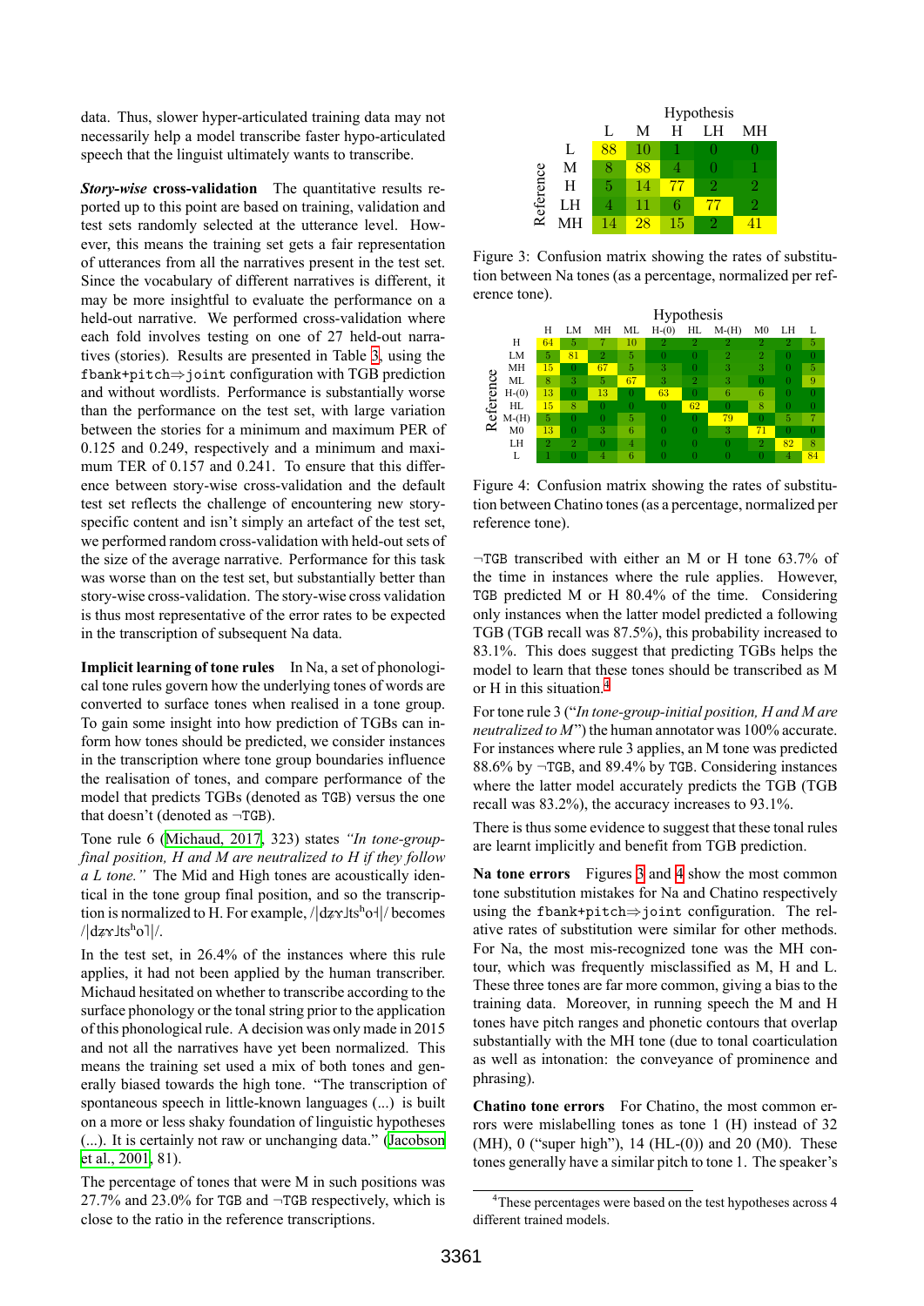data. Thus, slower hyper-articulated training data may not necessarily help a model transcribe faster hypo-articulated speech that the linguist ultimately wants to transcribe.

***Story*-wise cross-validation** The quantitative results reported up to this point are based on training, validation and test sets randomly selected at the utterance level. However, this means the training set gets a fair representation of utterances from all the narratives present in the test set. Since the vocabulary of different narratives is different, it may be more insightful to evaluate the performance on a held-out narrative. We performed cross-validation where each fold involves testing on one of 27 held-out narratives (stories). Results are presented in Table 3, using the `fbank+pitch`⇒`joint` configuration with TGB prediction and without wordlists. Performance is substantially worse than the performance on the test set, with large variation between the stories for a minimum and maximum PER of 0.125 and 0.249, respectively and a minimum and maximum TER of 0.157 and 0.241. To ensure that this difference between story-wise cross-validation and the default test set reflects the challenge of encountering new story-specific content and isn't simply an artefact of the test set, we performed random cross-validation with held-out sets of the size of the average narrative. Performance for this task was worse than on the test set, but substantially better than story-wise cross-validation. The story-wise cross validation is thus most representative of the error rates to be expected in the transcription of subsequent Na data.

**Implicit learning of tone rules** In Na, a set of phonological tone rules govern how the underlying tones of words are converted to surface tones when realised in a tone group. To gain some insight into how prediction of TGBs can inform how tones should be predicted, we consider instances in the transcription where tone group boundaries influence the realisation of tones, and compare performance of the model that predicts TGBs (denoted as `TGB`) versus the one that doesn't (denoted as ¬`TGB`).

Tone rule 6 (Michaud, 2017, 323) states *"In tone-group-final position, H and M are neutralized to H if they follow a L tone."* The Mid and High tones are acoustically identical in the tone group final position, and so the transcription is normalized to H. For example, /|dʑɤ˩tsʰo˧|/ becomes /|dʑɤ˩tsʰo˥|/.

In the test set, in 26.4% of the instances where this rule applies, it had not been applied by the human transcriber. Michaud hesitated on whether to transcribe according to the surface phonology or the tonal string prior to the application of this phonological rule. A decision was only made in 2015 and not all the narratives have yet been normalized. This means the training set used a mix of both tones and generally biased towards the high tone. "The transcription of spontaneous speech in little-known languages (...) is built on a more or less shaky foundation of linguistic hypotheses (...). It is certainly not raw or unchanging data." (Jacobson et al., 2001, 81).

The percentage of tones that were M in such positions was 27.7% and 23.0% for `TGB` and ¬`TGB` respectively, which is close to the ratio in the reference transcriptions.

| Reference \ Hypothesis | L | M | H | LH | MH |
|---|---|---|---|---|---|
| L | 88 | 10 | 1 | 0 | 0 |
| M | 8 | 88 | 4 | 0 | 1 |
| H | 5 | 14 | 77 | 2 | 2 |
| LH | 4 | 11 | 6 | 77 | 2 |
| MH | 14 | 28 | 15 | 2 | 41 |

Figure 3: Confusion matrix showing the rates of substitution between Na tones (as a percentage, normalized per reference tone).

| Reference \ Hypothesis | H | LM | MH | ML | H-(0) | HL | M-(H) | M0 | LH | L |
|---|---|---|---|---|---|---|---|---|---|---|
| H | 64 | 5 | 7 | 10 | 2 | 2 | 2 | 2 | 2 | 5 |
| LM | 5 | 81 | 2 | 5 | 0 | 0 | 2 | 2 | 0 | 0 |
| MH | 15 | 0 | 67 | 5 | 3 | 0 | 3 | 3 | 0 | 5 |
| ML | 8 | 3 | 5 | 67 | 3 | 2 | 3 | 0 | 0 | 9 |
| H-(0) | 13 | 0 | 13 | 0 | 63 | 0 | 6 | 6 | 0 | 0 |
| HL | 15 | 8 | 0 | 0 | 0 | 62 | 0 | 8 | 0 | 0 |
| M-(H) | 5 | 0 | 0 | 5 | 0 | 0 | 79 | 0 | 5 | 7 |
| M0 | 13 | 0 | 3 | 6 | 0 | 0 | 3 | 71 | 0 | 0 |
| LH | 2 | 2 | 0 | 4 | 0 | 0 | 0 | 2 | 82 | 8 |
| L | 1 | 0 | 4 | 6 | 0 | 0 | 0 | 0 | 4 | 84 |

Figure 4: Confusion matrix showing the rates of substitution between Chatino tones (as a percentage, normalized per reference tone).

¬`TGB` transcribed with either an M or H tone 63.7% of the time in instances where the rule applies. However, `TGB` predicted M or H 80.4% of the time. Considering only instances when the latter model predicted a following TGB (TGB recall was 87.5%), this probability increased to 83.1%. This does suggest that predicting TGBs helps the model to learn that these tones should be transcribed as M or H in this situation.[4]

For tone rule 3 (*"In tone-group-initial position, H and M are neutralized to M"*) the human annotator was 100% accurate. For instances where rule 3 applies, an M tone was predicted 88.6% by ¬`TGB`, and 89.4% by `TGB`. Considering instances where the latter model accurately predicts the TGB (TGB recall was 83.2%), the accuracy increases to 93.1%.

There is thus some evidence to suggest that these tonal rules are learnt implicitly and benefit from TGB prediction.

**Na tone errors** Figures 3 and 4 show the most common tone substitution mistakes for Na and Chatino respectively using the `fbank+pitch`⇒`joint` configuration. The relative rates of substitution were similar for other methods. For Na, the most mis-recognized tone was the MH contour, which was frequently misclassified as M, H and L. These three tones are far more common, giving a bias to the training data. Moreover, in running speech the M and H tones have pitch ranges and phonetic contours that overlap substantially with the MH tone (due to tonal coarticulation as well as intonation: the conveyance of prominence and phrasing).

**Chatino tone errors** For Chatino, the most common errors were mislabelling tones as tone 1 (H) instead of 32 (MH), 0 ("super high"), 14 (HL-(0)) and 20 (M0). These tones generally have a similar pitch to tone 1. The speaker's

[4] These percentages were based on the test hypotheses across 4 different trained models.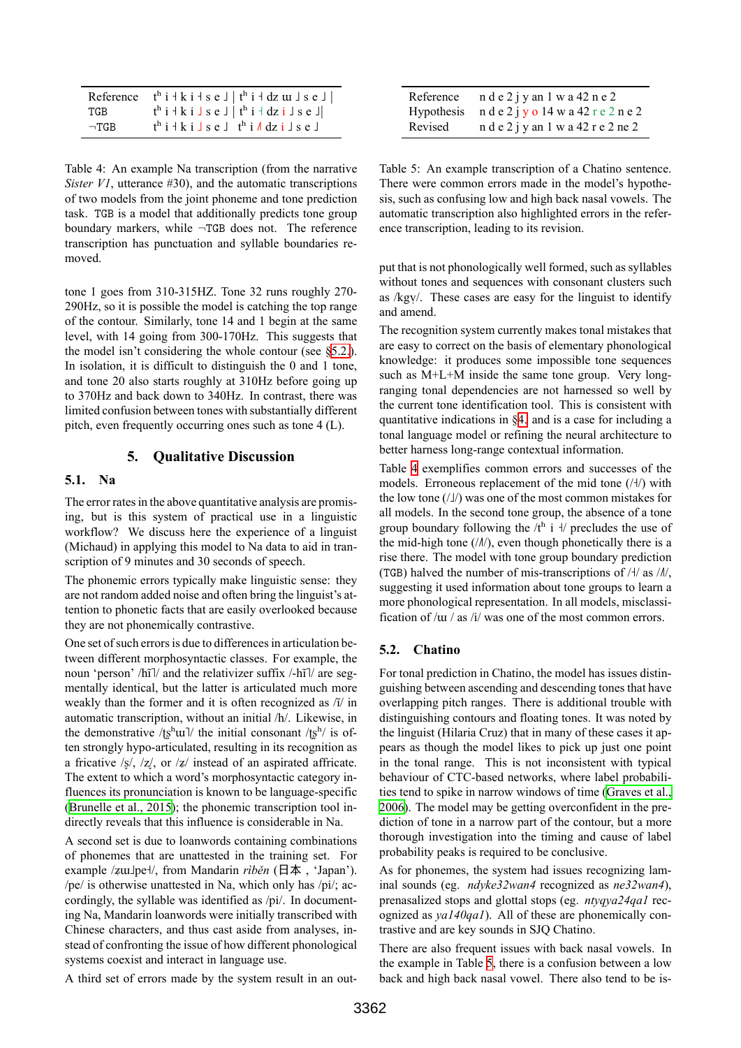| Reference | tʰ i ˧ k i ˧ s e ˩ \| tʰ i ˧ dz ɯ ˩ s e ˩ \| |
|---|---|
| TGB | tʰ i ˧ k i ˩ s e ˩ \| tʰ i ˧ dz i ˩ s e ˩\| |
| ¬TGB | tʰ i ˧ k i ˩ s e ˩ tʰ i ˦ dz i ˩ s e ˩ |

Table 4: An example Na transcription (from the narrative *Sister V1*, utterance #30), and the automatic transcriptions of two models from the joint phoneme and tone prediction task. TGB is a model that additionally predicts tone group boundary markers, while ¬TGB does not. The reference transcription has punctuation and syllable boundaries removed.

tone 1 goes from 310-315HZ. Tone 32 runs roughly 270-290Hz, so it is possible the model is catching the top range of the contour. Similarly, tone 14 and 1 begin at the same level, with 14 going from 300-170Hz. This suggests that the model isn't considering the whole contour (see §5.2.). In isolation, it is difficult to distinguish the 0 and 1 tone, and tone 20 also starts roughly at 310Hz before going up to 370Hz and back down to 340Hz. In contrast, there was limited confusion between tones with substantially different pitch, even frequently occurring ones such as tone 4 (L).

## 5. Qualitative Discussion

### 5.1. Na

The error rates in the above quantitative analysis are promising, but is this system of practical use in a linguistic workflow? We discuss here the experience of a linguist (Michaud) in applying this model to Na data to aid in transcription of 9 minutes and 30 seconds of speech.

The phonemic errors typically make linguistic sense: they are not random added noise and often bring the linguist's attention to phonetic facts that are easily overlooked because they are not phonemically contrastive.

One set of such errors is due to differences in articulation between different morphosyntactic classes. For example, the noun 'person' /hĩ˥/ and the relativizer suffix /-hĩ˥/ are segmentally identical, but the latter is articulated much more weakly than the former and it is often recognized as /ĩ/ in automatic transcription, without an initial /h/. Likewise, in the demonstrative /ʈʂʰɯ˥/ the initial consonant /ʈʂʰ/ is often strongly hypo-articulated, resulting in its recognition as a fricative /ʂ/, /ʐ/, or /ʑ/ instead of an aspirated affricate. The extent to which a word's morphosyntactic category influences its pronunciation is known to be language-specific (Brunelle et al., 2015); the phonemic transcription tool indirectly reveals that this influence is considerable in Na.

A second set is due to loanwords containing combinations of phonemes that are unattested in the training set. For example /ʐɯ˩pe˧/, from Mandarin *rìběn* (日本, 'Japan'). /pe/ is otherwise unattested in Na, which only has /pi/; accordingly, the syllable was identified as /pi/. In documenting Na, Mandarin loanwords were initially transcribed with Chinese characters, and thus cast aside from analyses, instead of confronting the issue of how different phonological systems coexist and interact in language use.

A third set of errors made by the system result in an output that is not phonologically well formed, such as syllables without tones and sequences with consonant clusters such as /kgv/. These cases are easy for the linguist to identify and amend.

The recognition system currently makes tonal mistakes that are easy to correct on the basis of elementary phonological knowledge: it produces some impossible tone sequences such as M+L+M inside the same tone group. Very long-ranging tonal dependencies are not harnessed so well by the current tone identification tool. This is consistent with quantitative indications in §4. and is a case for including a tonal language model or refining the neural architecture to better harness long-range contextual information.

Table 4 exemplifies common errors and successes of the models. Erroneous replacement of the mid tone (/˧/) with the low tone (/˩/) was one of the most common mistakes for all models. In the second tone group, the absence of a tone group boundary following the /tʰ i ˧/ precludes the use of the mid-high tone (/˦/), even though phonetically there is a rise there. The model with tone group boundary prediction (TGB) halved the number of mis-transcriptions of /˧/ as /˦/, suggesting it used information about tone groups to learn a more phonological representation. In all models, misclassification of /ɯ / as /i/ was one of the most common errors.

| Reference | n d e 2 j y an 1 w a 42 n e 2 |
|---|---|
| Hypothesis | n d e 2 j y o 14 w a 42 r e 2 n e 2 |
| Revised | n d e 2 j y an 1 w a 42 r e 2 ne 2 |

Table 5: An example transcription of a Chatino sentence. There were common errors made in the model's hypothesis, such as confusing low and high back nasal vowels. The automatic transcription also highlighted errors in the reference transcription, leading to its revision.

### 5.2. Chatino

For tonal prediction in Chatino, the model has issues distinguishing between ascending and descending tones that have overlapping pitch ranges. There is additional trouble with distinguishing contours and floating tones. It was noted by the linguist (Hilaria Cruz) that in many of these cases it appears as though the model likes to pick up just one point in the tonal range. This is not inconsistent with typical behaviour of CTC-based networks, where label probabilities tend to spike in narrow windows of time (Graves et al., 2006). The model may be getting overconfident in the prediction of tone in a narrow part of the contour, but a more thorough investigation into the timing and cause of label probability peaks is required to be conclusive.

As for phonemes, the system had issues recognizing laminal sounds (eg. *ndyke32wan4* recognized as *ne32wan4*), prenasalized stops and glottal stops (eg. *ntyqya24qa1* recognized as *ya140qa1*). All of these are phonemically contrastive and are key sounds in SJQ Chatino.

There are also frequent issues with back nasal vowels. In the example in Table 5, there is a confusion between a low back and high back nasal vowel. There also tend to be is-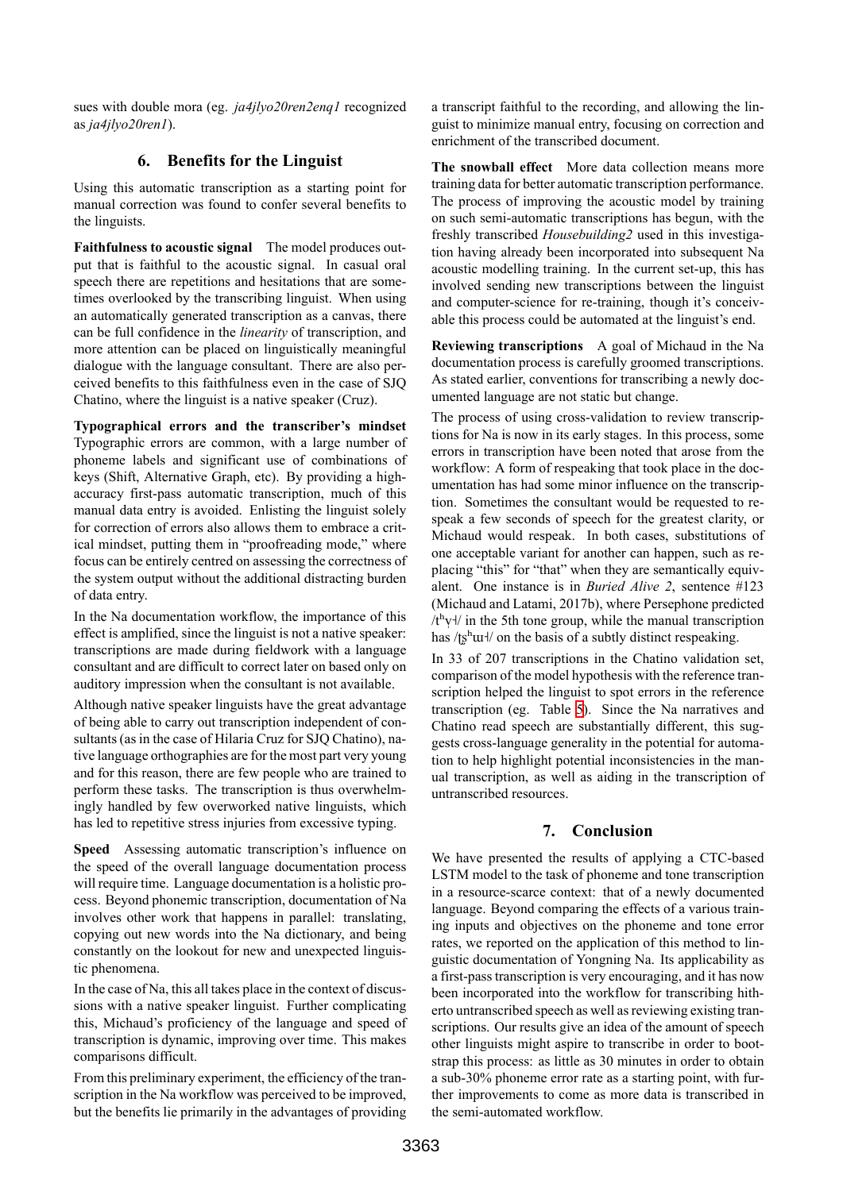sues with double mora (eg. *ja4jlyo20ren2enq1* recognized as *ja4jlyo20ren1*).

## 6. Benefits for the Linguist

Using this automatic transcription as a starting point for manual correction was found to confer several benefits to the linguists.

**Faithfulness to acoustic signal** The model produces output that is faithful to the acoustic signal. In casual oral speech there are repetitions and hesitations that are sometimes overlooked by the transcribing linguist. When using an automatically generated transcription as a canvas, there can be full confidence in the *linearity* of transcription, and more attention can be placed on linguistically meaningful dialogue with the language consultant. There are also perceived benefits to this faithfulness even in the case of SJQ Chatino, where the linguist is a native speaker (Cruz).

**Typographical errors and the transcriber's mindset** Typographic errors are common, with a large number of phoneme labels and significant use of combinations of keys (Shift, Alternative Graph, etc). By providing a high-accuracy first-pass automatic transcription, much of this manual data entry is avoided. Enlisting the linguist solely for correction of errors also allows them to embrace a critical mindset, putting them in "proofreading mode," where focus can be entirely centred on assessing the correctness of the system output without the additional distracting burden of data entry.

In the Na documentation workflow, the importance of this effect is amplified, since the linguist is not a native speaker: transcriptions are made during fieldwork with a language consultant and are difficult to correct later on based only on auditory impression when the consultant is not available.

Although native speaker linguists have the great advantage of being able to carry out transcription independent of consultants (as in the case of Hilaria Cruz for SJQ Chatino), native language orthographies are for the most part very young and for this reason, there are few people who are trained to perform these tasks. The transcription is thus overwhelmingly handled by few overworked native linguists, which has led to repetitive stress injuries from excessive typing.

**Speed** Assessing automatic transcription's influence on the speed of the overall language documentation process will require time. Language documentation is a holistic process. Beyond phonemic transcription, documentation of Na involves other work that happens in parallel: translating, copying out new words into the Na dictionary, and being constantly on the lookout for new and unexpected linguistic phenomena.

In the case of Na, this all takes place in the context of discussions with a native speaker linguist. Further complicating this, Michaud's proficiency of the language and speed of transcription is dynamic, improving over time. This makes comparisons difficult.

From this preliminary experiment, the efficiency of the transcription in the Na workflow was perceived to be improved, but the benefits lie primarily in the advantages of providing a transcript faithful to the recording, and allowing the linguist to minimize manual entry, focusing on correction and enrichment of the transcribed document.

**The snowball effect** More data collection means more training data for better automatic transcription performance. The process of improving the acoustic model by training on such semi-automatic transcriptions has begun, with the freshly transcribed *Housebuilding2* used in this investigation having already been incorporated into subsequent Na acoustic modelling training. In the current set-up, this has involved sending new transcriptions between the linguist and computer-science for re-training, though it's conceivable this process could be automated at the linguist's end.

**Reviewing transcriptions** A goal of Michaud in the Na documentation process is carefully groomed transcriptions. As stated earlier, conventions for transcribing a newly documented language are not static but change.

The process of using cross-validation to review transcriptions for Na is now in its early stages. In this process, some errors in transcription have been noted that arose from the workflow: A form of respeaking that took place in the documentation has had some minor influence on the transcription. Sometimes the consultant would be requested to respeak a few seconds of speech for the greatest clarity, or Michaud would respeak. In both cases, substitutions of one acceptable variant for another can happen, such as replacing "this" for "that" when they are semantically equivalent. One instance is in *Buried Alive 2*, sentence #123 (Michaud and Latami, 2017b), where Persephone predicted /tʰɣ˧/ in the 5th tone group, while the manual transcription has /ʈʂʰɯ˧/ on the basis of a subtly distinct respeaking.

In 33 of 207 transcriptions in the Chatino validation set, comparison of the model hypothesis with the reference transcription helped the linguist to spot errors in the reference transcription (eg. Table 5). Since the Na narratives and Chatino read speech are substantially different, this suggests cross-language generality in the potential for automation to help highlight potential inconsistencies in the manual transcription, as well as aiding in the transcription of untranscribed resources.

## 7. Conclusion

We have presented the results of applying a CTC-based LSTM model to the task of phoneme and tone transcription in a resource-scarce context: that of a newly documented language. Beyond comparing the effects of a various training inputs and objectives on the phoneme and tone error rates, we reported on the application of this method to linguistic documentation of Yongning Na. Its applicability as a first-pass transcription is very encouraging, and it has now been incorporated into the workflow for transcribing hitherto untranscribed speech as well as reviewing existing transcriptions. Our results give an idea of the amount of speech other linguists might aspire to transcribe in order to bootstrap this process: as little as 30 minutes in order to obtain a sub-30% phoneme error rate as a starting point, with further improvements to come as more data is transcribed in the semi-automated workflow.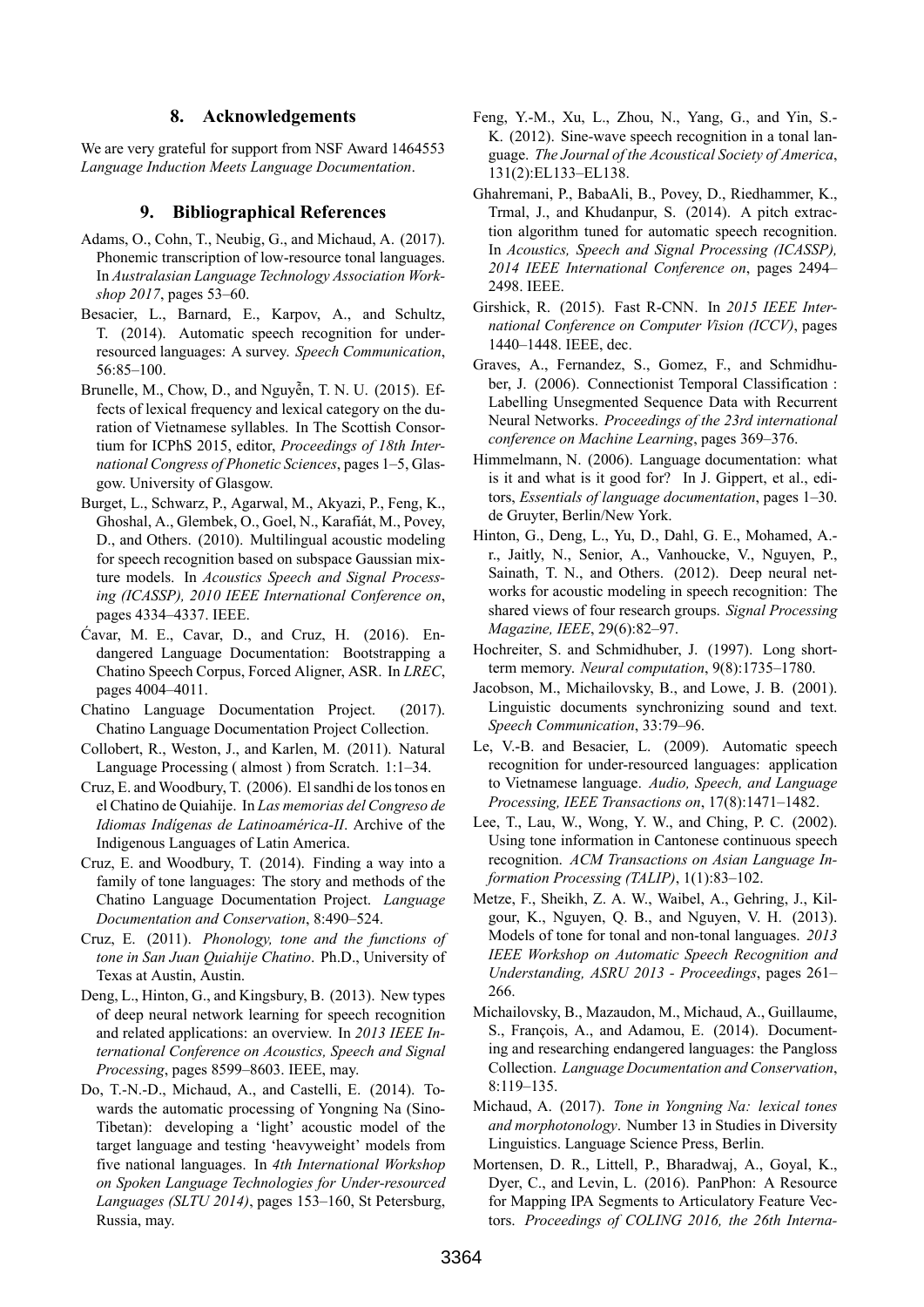## 8. Acknowledgements

We are very grateful for support from NSF Award 1464553 *Language Induction Meets Language Documentation*.

## 9. Bibliographical References

Adams, O., Cohn, T., Neubig, G., and Michaud, A. (2017). Phonemic transcription of low-resource tonal languages. In *Australasian Language Technology Association Workshop 2017*, pages 53–60.

Besacier, L., Barnard, E., Karpov, A., and Schultz, T. (2014). Automatic speech recognition for under-resourced languages: A survey. *Speech Communication*, 56:85–100.

Brunelle, M., Chow, D., and Nguyễn, T. N. U. (2015). Effects of lexical frequency and lexical category on the duration of Vietnamese syllables. In The Scottish Consortium for ICPhS 2015, editor, *Proceedings of 18th International Congress of Phonetic Sciences*, pages 1–5, Glasgow. University of Glasgow.

Burget, L., Schwarz, P., Agarwal, M., Akyazi, P., Feng, K., Ghoshal, A., Glembek, O., Goel, N., Karafiát, M., Povey, D., and Others. (2010). Multilingual acoustic modeling for speech recognition based on subspace Gaussian mixture models. In *Acoustics Speech and Signal Processing (ICASSP), 2010 IEEE International Conference on*, pages 4334–4337. IEEE.

Ćavar, M. E., Cavar, D., and Cruz, H. (2016). Endangered Language Documentation: Bootstrapping a Chatino Speech Corpus, Forced Aligner, ASR. In *LREC*, pages 4004–4011.

Chatino Language Documentation Project. (2017). Chatino Language Documentation Project Collection.

Collobert, R., Weston, J., and Karlen, M. (2011). Natural Language Processing ( almost ) from Scratch. 1:1–34.

Cruz, E. and Woodbury, T. (2006). El sandhi de los tonos en el Chatino de Quiahije. In *Las memorias del Congreso de Idiomas Indígenas de Latinoamérica-II*. Archive of the Indigenous Languages of Latin America.

Cruz, E. and Woodbury, T. (2014). Finding a way into a family of tone languages: The story and methods of the Chatino Language Documentation Project. *Language Documentation and Conservation*, 8:490–524.

Cruz, E. (2011). *Phonology, tone and the functions of tone in San Juan Quiahije Chatino*. Ph.D., University of Texas at Austin, Austin.

Deng, L., Hinton, G., and Kingsbury, B. (2013). New types of deep neural network learning for speech recognition and related applications: an overview. In *2013 IEEE International Conference on Acoustics, Speech and Signal Processing*, pages 8599–8603. IEEE, may.

Do, T.-N.-D., Michaud, A., and Castelli, E. (2014). Towards the automatic processing of Yongning Na (Sino-Tibetan): developing a 'light' acoustic model of the target language and testing 'heavyweight' models from five national languages. In *4th International Workshop on Spoken Language Technologies for Under-resourced Languages (SLTU 2014)*, pages 153–160, St Petersburg, Russia, may.

Feng, Y.-M., Xu, L., Zhou, N., Yang, G., and Yin, S.-K. (2012). Sine-wave speech recognition in a tonal language. *The Journal of the Acoustical Society of America*, 131(2):EL133–EL138.

Ghahremani, P., BabaAli, B., Povey, D., Riedhammer, K., Trmal, J., and Khudanpur, S. (2014). A pitch extraction algorithm tuned for automatic speech recognition. In *Acoustics, Speech and Signal Processing (ICASSP), 2014 IEEE International Conference on*, pages 2494–2498. IEEE.

Girshick, R. (2015). Fast R-CNN. In *2015 IEEE International Conference on Computer Vision (ICCV)*, pages 1440–1448. IEEE, dec.

Graves, A., Fernandez, S., Gomez, F., and Schmidhuber, J. (2006). Connectionist Temporal Classification : Labelling Unsegmented Sequence Data with Recurrent Neural Networks. *Proceedings of the 23rd international conference on Machine Learning*, pages 369–376.

Himmelmann, N. (2006). Language documentation: what is it and what is it good for? In J. Gippert, et al., editors, *Essentials of language documentation*, pages 1–30. de Gruyter, Berlin/New York.

Hinton, G., Deng, L., Yu, D., Dahl, G. E., Mohamed, A.-r., Jaitly, N., Senior, A., Vanhoucke, V., Nguyen, P., Sainath, T. N., and Others. (2012). Deep neural networks for acoustic modeling in speech recognition: The shared views of four research groups. *Signal Processing Magazine, IEEE*, 29(6):82–97.

Hochreiter, S. and Schmidhuber, J. (1997). Long short-term memory. *Neural computation*, 9(8):1735–1780.

Jacobson, M., Michailovsky, B., and Lowe, J. B. (2001). Linguistic documents synchronizing sound and text. *Speech Communication*, 33:79–96.

Le, V.-B. and Besacier, L. (2009). Automatic speech recognition for under-resourced languages: application to Vietnamese language. *Audio, Speech, and Language Processing, IEEE Transactions on*, 17(8):1471–1482.

Lee, T., Lau, W., Wong, Y. W., and Ching, P. C. (2002). Using tone information in Cantonese continuous speech recognition. *ACM Transactions on Asian Language Information Processing (TALIP)*, 1(1):83–102.

Metze, F., Sheikh, Z. A. W., Waibel, A., Gehring, J., Kilgour, K., Nguyen, Q. B., and Nguyen, V. H. (2013). Models of tone for tonal and non-tonal languages. *2013 IEEE Workshop on Automatic Speech Recognition and Understanding, ASRU 2013 - Proceedings*, pages 261–266.

Michailovsky, B., Mazaudon, M., Michaud, A., Guillaume, S., François, A., and Adamou, E. (2014). Documenting and researching endangered languages: the Pangloss Collection. *Language Documentation and Conservation*, 8:119–135.

Michaud, A. (2017). *Tone in Yongning Na: lexical tones and morphotonology*. Number 13 in Studies in Diversity Linguistics. Language Science Press, Berlin.

Mortensen, D. R., Littell, P., Bharadwaj, A., Goyal, K., Dyer, C., and Levin, L. (2016). PanPhon: A Resource for Mapping IPA Segments to Articulatory Feature Vectors. *Proceedings of COLING 2016, the 26th Interna-*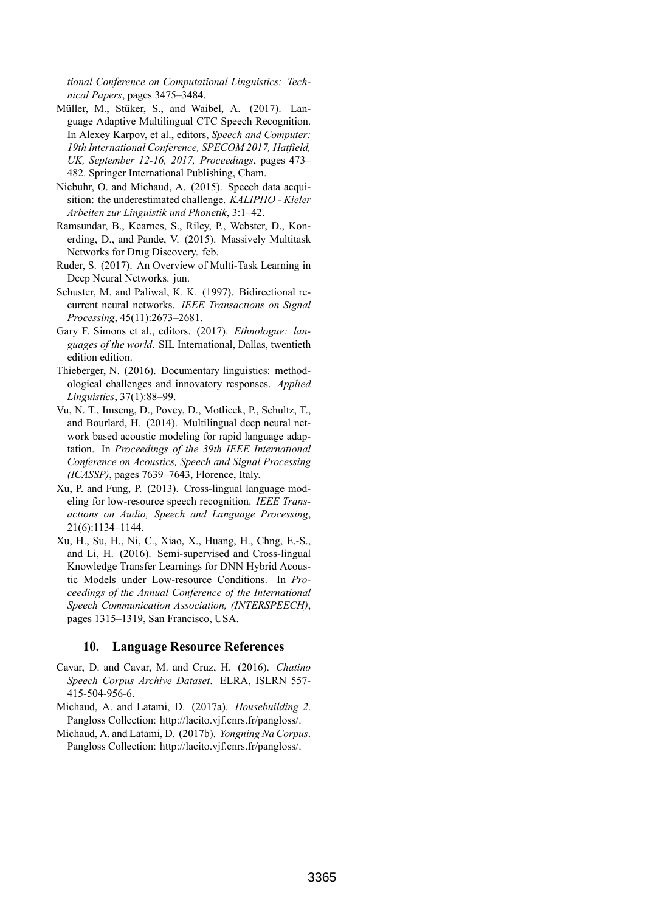*tional Conference on Computational Linguistics: Technical Papers*, pages 3475–3484.

Müller, M., Stüker, S., and Waibel, A. (2017). Language Adaptive Multilingual CTC Speech Recognition. In Alexey Karpov, et al., editors, *Speech and Computer: 19th International Conference, SPECOM 2017, Hatfield, UK, September 12-16, 2017, Proceedings*, pages 473–482. Springer International Publishing, Cham.

Niebuhr, O. and Michaud, A. (2015). Speech data acquisition: the underestimated challenge. *KALIPHO - Kieler Arbeiten zur Linguistik und Phonetik*, 3:1–42.

Ramsundar, B., Kearnes, S., Riley, P., Webster, D., Konerding, D., and Pande, V. (2015). Massively Multitask Networks for Drug Discovery. feb.

Ruder, S. (2017). An Overview of Multi-Task Learning in Deep Neural Networks. jun.

Schuster, M. and Paliwal, K. K. (1997). Bidirectional recurrent neural networks. *IEEE Transactions on Signal Processing*, 45(11):2673–2681.

Gary F. Simons et al., editors. (2017). *Ethnologue: languages of the world*. SIL International, Dallas, twentieth edition edition.

Thieberger, N. (2016). Documentary linguistics: methodological challenges and innovatory responses. *Applied Linguistics*, 37(1):88–99.

Vu, N. T., Imseng, D., Povey, D., Motlicek, P., Schultz, T., and Bourlard, H. (2014). Multilingual deep neural network based acoustic modeling for rapid language adaptation. In *Proceedings of the 39th IEEE International Conference on Acoustics, Speech and Signal Processing (ICASSP)*, pages 7639–7643, Florence, Italy.

Xu, P. and Fung, P. (2013). Cross-lingual language modeling for low-resource speech recognition. *IEEE Transactions on Audio, Speech and Language Processing*, 21(6):1134–1144.

Xu, H., Su, H., Ni, C., Xiao, X., Huang, H., Chng, E.-S., and Li, H. (2016). Semi-supervised and Cross-lingual Knowledge Transfer Learnings for DNN Hybrid Acoustic Models under Low-resource Conditions. In *Proceedings of the Annual Conference of the International Speech Communication Association, (INTERSPEECH)*, pages 1315–1319, San Francisco, USA.

## 10. Language Resource References

Cavar, D. and Cavar, M. and Cruz, H. (2016). *Chatino Speech Corpus Archive Dataset*. ELRA, ISLRN 557-415-504-956-6.

Michaud, A. and Latami, D. (2017a). *Housebuilding 2*. Pangloss Collection: http://lacito.vjf.cnrs.fr/pangloss/.

Michaud, A. and Latami, D. (2017b). *Yongning Na Corpus*. Pangloss Collection: http://lacito.vjf.cnrs.fr/pangloss/.